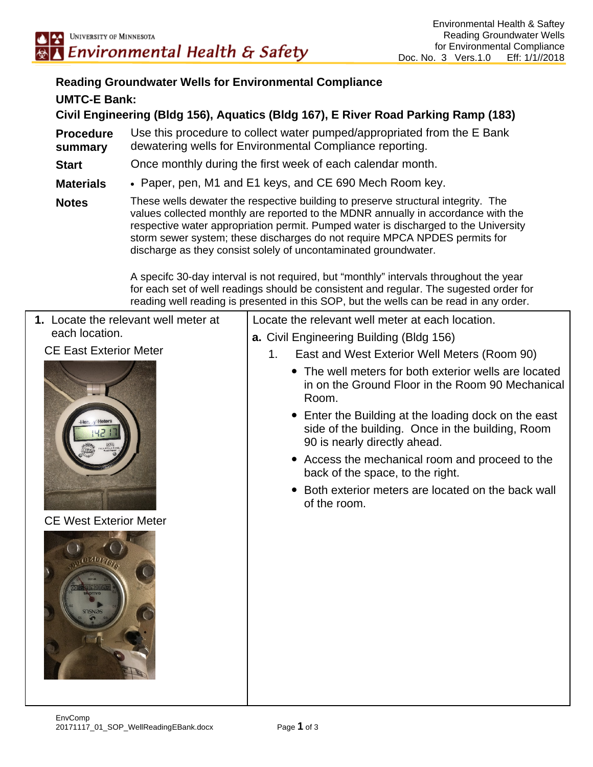**Reading Groundwater Wells for Environmental Compliance**

**UMTC-E Bank:**

**Civil Engineering (Bldg 156), Aquatics (Bldg 167), E River Road Parking Ramp (183)**

**Procedure summary** Use this procedure to collect water pumped/appropriated from the E Bank dewatering wells for Environmental Compliance reporting.

**Start** Once monthly during the first week of each calendar month.

**Materials**

- Paper, pen, M1 and E1 keys, and CE 690 Mech Room key.

**Notes** These wells dewater the respective building to preserve structural integrity. The values collected monthly are reported to the MDNR annually in accordance with the respective water appropriation permit. Pumped water is discharged to the University storm sewer system; these discharges do not require MPCA NPDES permits for discharge as they consist solely of uncontaminated groundwater.

A specifc 30-day interval is not required, but "monthly" intervals throughout the year for each set of well readings should be consistent and regular. The sugested order for reading well reading is presented in this SOP, but the wells can be read in any order.

**1.** Locate the relevant well meter at each location.

CE East Exterior Meter

CE West Exterior Meter

Locate the relevant well meter at each location.

**a.** Civil Engineering Building (Bldg 156)

1. East and West Exterior Well Meters (Room 90)
   - The well meters for both exterior wells are located in on the Ground Floor in the Room 90 Mechanical Room.
   - Enter the Building at the loading dock on the east side of the building. Once in the building, Room 90 is nearly directly ahead.
   - Access the mechanical room and proceed to the back of the space, to the right.
   - Both exterior meters are located on the back wall of the room.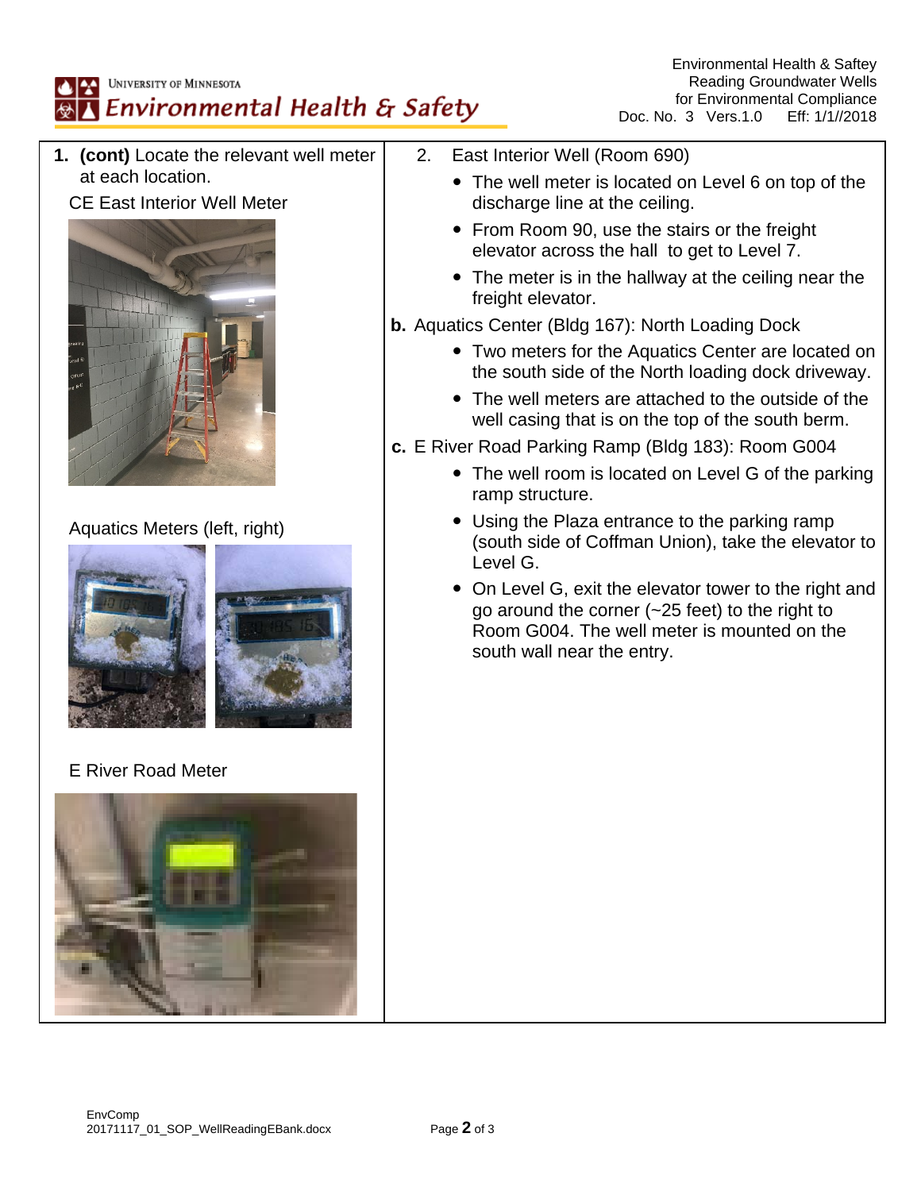1. **(cont)** Locate the relevant well meter at each location.

CE East Interior Well Meter

Aquatics Meters (left, right)

E River Road Meter

2. East Interior Well (Room 690)
   - The well meter is located on Level 6 on top of the discharge line at the ceiling.
   - From Room 90, use the stairs or the freight elevator across the hall to get to Level 7.
   - The meter is in the hallway at the ceiling near the freight elevator.

**b.** Aquatics Center (Bldg 167): North Loading Dock

- Two meters for the Aquatics Center are located on the south side of the North loading dock driveway.
- The well meters are attached to the outside of the well casing that is on the top of the south berm.

**c.** E River Road Parking Ramp (Bldg 183): Room G004

- The well room is located on Level G of the parking ramp structure.
- Using the Plaza entrance to the parking ramp (south side of Coffman Union), take the elevator to Level G.
- On Level G, exit the elevator tower to the right and go around the corner (~25 feet) to the right to Room G004. The well meter is mounted on the south wall near the entry.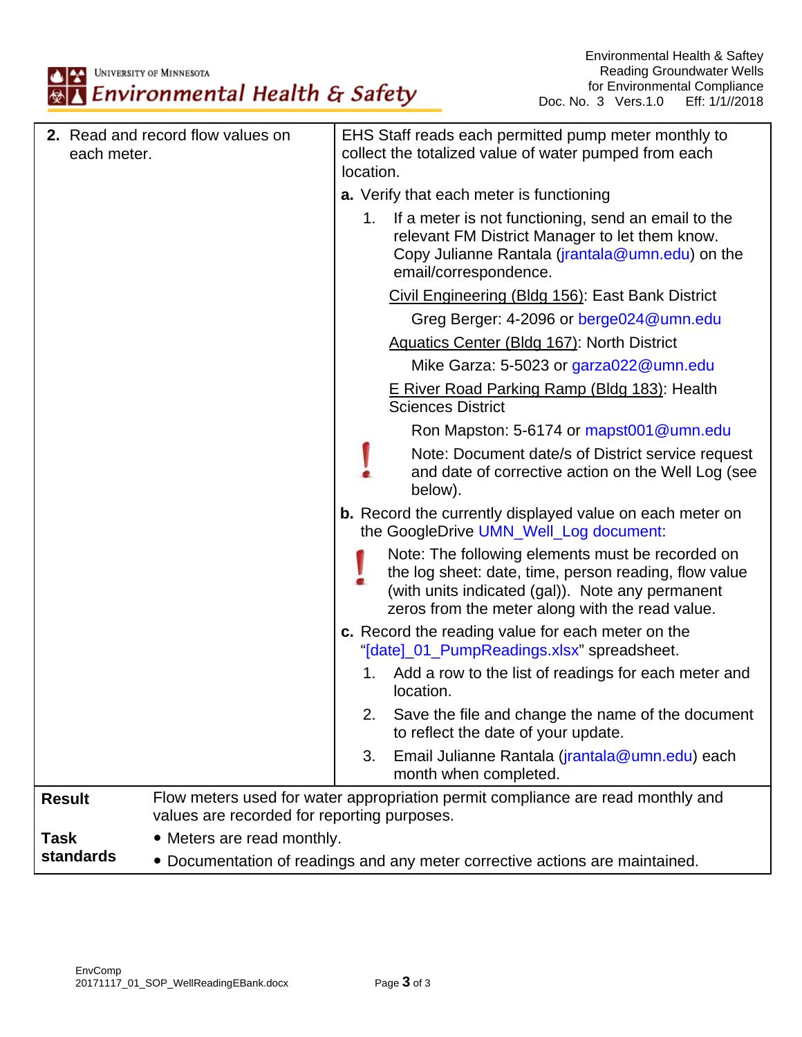| | |
|---|---|
| **2.** Read and record flow values on each meter. | EHS Staff reads each permitted pump meter monthly to collect the totalized value of water pumped from each location.<br><br>**a.** Verify that each meter is functioning<br><br>1. If a meter is not functioning, send an email to the relevant FM District Manager to let them know. Copy Julianne Rantala (jrantala@umn.edu) on the email/correspondence.<br><br>Civil Engineering (Bldg 156): East Bank District<br><br>Greg Berger: 4-2096 or berge024@umn.edu<br><br>Aquatics Center (Bldg 167): North District<br><br>Mike Garza: 5-5023 or garza022@umn.edu<br><br>E River Road Parking Ramp (Bldg 183): Health Sciences District<br><br>Ron Mapston: 5-6174 or mapst001@umn.edu<br><br>! Note: Document date/s of District service request and date of corrective action on the Well Log (see below).<br><br>**b.** Record the currently displayed value on each meter on the GoogleDrive UMN_Well_Log document:<br><br>! Note: The following elements must be recorded on the log sheet: date, time, person reading, flow value (with units indicated (gal)). Note any permanent zeros from the meter along with the read value.<br><br>**c.** Record the reading value for each meter on the "[date]_01_PumpReadings.xlsx" spreadsheet.<br><br>1. Add a row to the list of readings for each meter and location.<br><br>2. Save the file and change the name of the document to reflect the date of your update.<br><br>3. Email Julianne Rantala (jrantala@umn.edu) each month when completed. |

| | |
|---|---|
| **Result** | Flow meters used for water appropriation permit compliance are read monthly and values are recorded for reporting purposes. |
| **Task standards** | • Meters are read monthly.<br>• Documentation of readings and any meter corrective actions are maintained. |